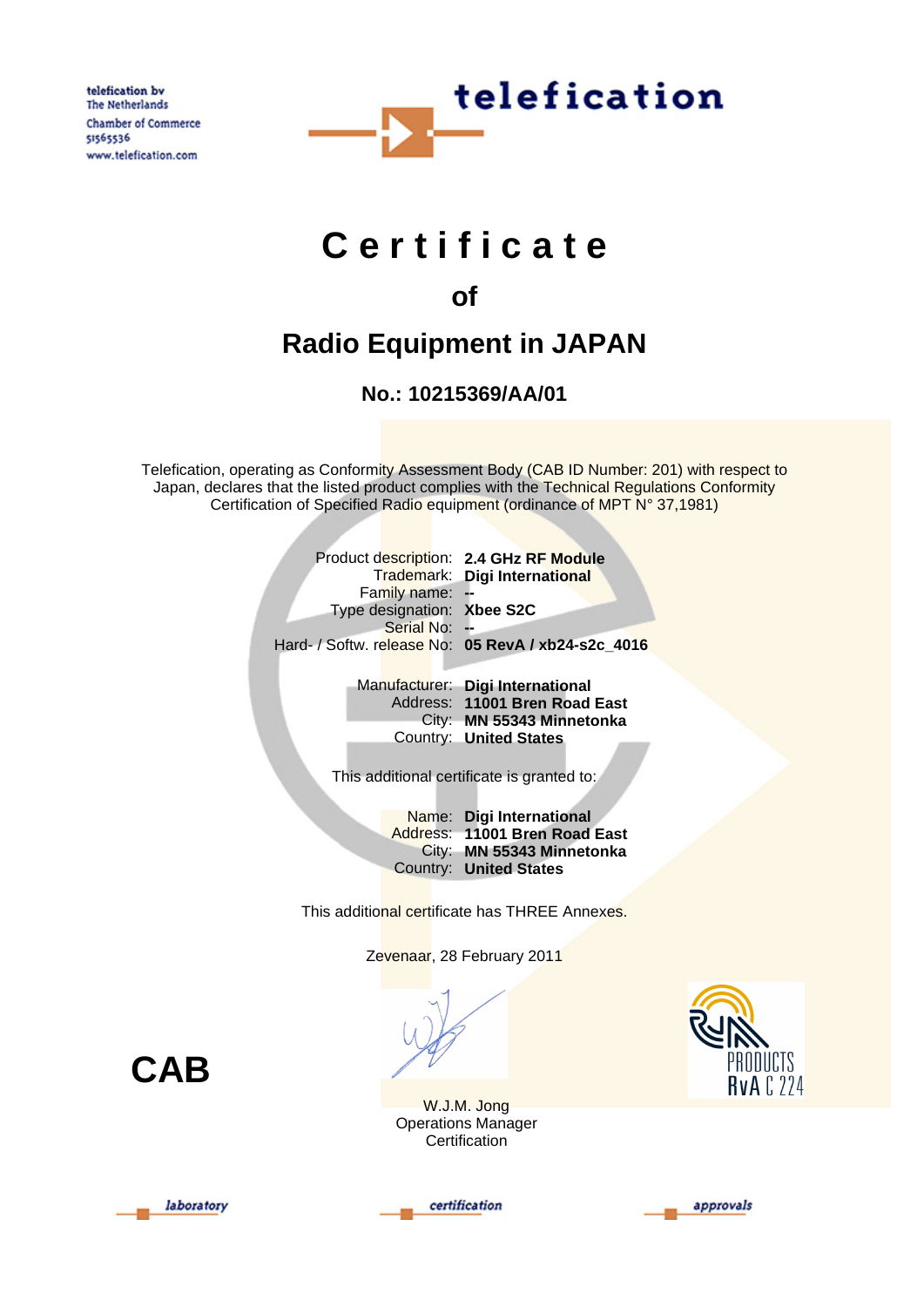telefication bv
The Netherlands
Chamber of Commerce
51565536
www.telefication.com

telefication

# Certificate

## of

## Radio Equipment in JAPAN

### No.: 10215369/AA/01

Telefication, operating as Conformity Assessment Body (CAB ID Number: 201) with respect to Japan, declares that the listed product complies with the Technical Regulations Conformity Certification of Specified Radio equipment (ordinance of MPT N° 37,1981)

| | |
|---|---|
| Product description: | **2.4 GHz RF Module** |
| Trademark: | **Digi International** |
| Family name: | **--** |
| Type designation: | **Xbee S2C** |
| Serial No: | **--** |
| Hard- / Softw. release No: | **05 RevA / xb24-s2c_4016** |

| | |
|---|---|
| Manufacturer: | **Digi International** |
| Address: | **11001 Bren Road East** |
| City: | **MN 55343 Minnetonka** |
| Country: | **United States** |

This additional certificate is granted to:

| | |
|---|---|
| Name: | **Digi International** |
| Address: | **11001 Bren Road East** |
| City: | **MN 55343 Minnetonka** |
| Country: | **United States** |

This additional certificate has THREE Annexes.

Zevenaar, 28 February 2011

**CAB**

W.J.M. Jong
Operations Manager
Certification

PRODUCTS
RvA C 224

laboratory certification approvals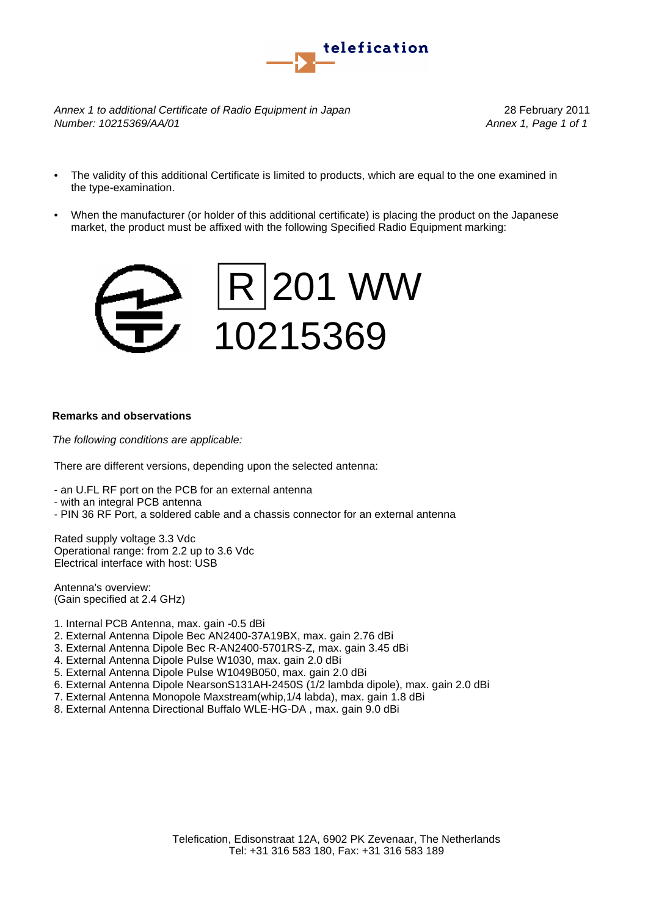*Annex 1 to additional Certificate of Radio Equipment in Japan*
*Number: 10215369/AA/01*

28 February 2011
*Annex 1, Page 1 of 1*

- The validity of this additional Certificate is limited to products, which are equal to the one examined in the type-examination.
- When the manufacturer (or holder of this additional certificate) is placing the product on the Japanese market, the product must be affixed with the following Specified Radio Equipment marking:

R 201 WW
10215369

**Remarks and observations**

*The following conditions are applicable:*

There are different versions, depending upon the selected antenna:

- an U.FL RF port on the PCB for an external antenna
- with an integral PCB antenna
- PIN 36 RF Port, a soldered cable and a chassis connector for an external antenna

Rated supply voltage 3.3 Vdc
Operational range: from 2.2 up to 3.6 Vdc
Electrical interface with host: USB

Antenna's overview:
(Gain specified at 2.4 GHz)

1. Internal PCB Antenna, max. gain -0.5 dBi
2. External Antenna Dipole Bec AN2400-37A19BX, max. gain 2.76 dBi
3. External Antenna Dipole Bec R-AN2400-5701RS-Z, max. gain 3.45 dBi
4. External Antenna Dipole Pulse W1030, max. gain 2.0 dBi
5. External Antenna Dipole Pulse W1049B050, max. gain 2.0 dBi
6. External Antenna Dipole NearsonS131AH-2450S (1/2 lambda dipole), max. gain 2.0 dBi
7. External Antenna Monopole Maxstream(whip,1/4 labda), max. gain 1.8 dBi
8. External Antenna Directional Buffalo WLE-HG-DA , max. gain 9.0 dBi

Telefication, Edisonstraat 12A, 6902 PK Zevenaar, The Netherlands
Tel: +31 316 583 180, Fax: +31 316 583 189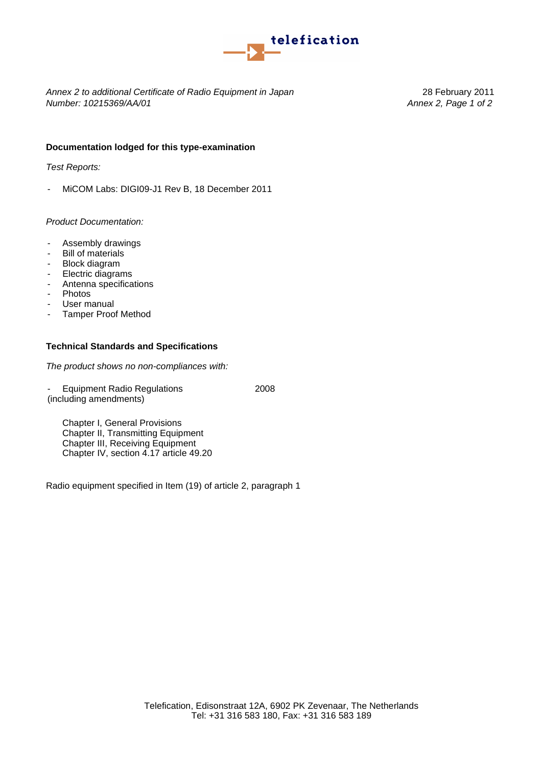*Annex 2 to additional Certificate of Radio Equipment in Japan*
*Number: 10215369/AA/01*

28 February 2011

### Documentation lodged for this type-examination

*Test Reports:*

- MiCOM Labs: DIGI09-J1 Rev B, 18 December 2011

*Product Documentation:*

- Assembly drawings
- Bill of materials
- Block diagram
- Electric diagrams
- Antenna specifications
- Photos
- User manual
- Tamper Proof Method

### Technical Standards and Specifications

*The product shows no non-compliances with:*

- Equipment Radio Regulations 2008
(including amendments)

Chapter I, General Provisions
Chapter II, Transmitting Equipment
Chapter III, Receiving Equipment
Chapter IV, section 4.17 article 49.20

Radio equipment specified in Item (19) of article 2, paragraph 1

Telefication, Edisonstraat 12A, 6902 PK Zevenaar, The Netherlands
Tel: +31 316 583 180, Fax: +31 316 583 189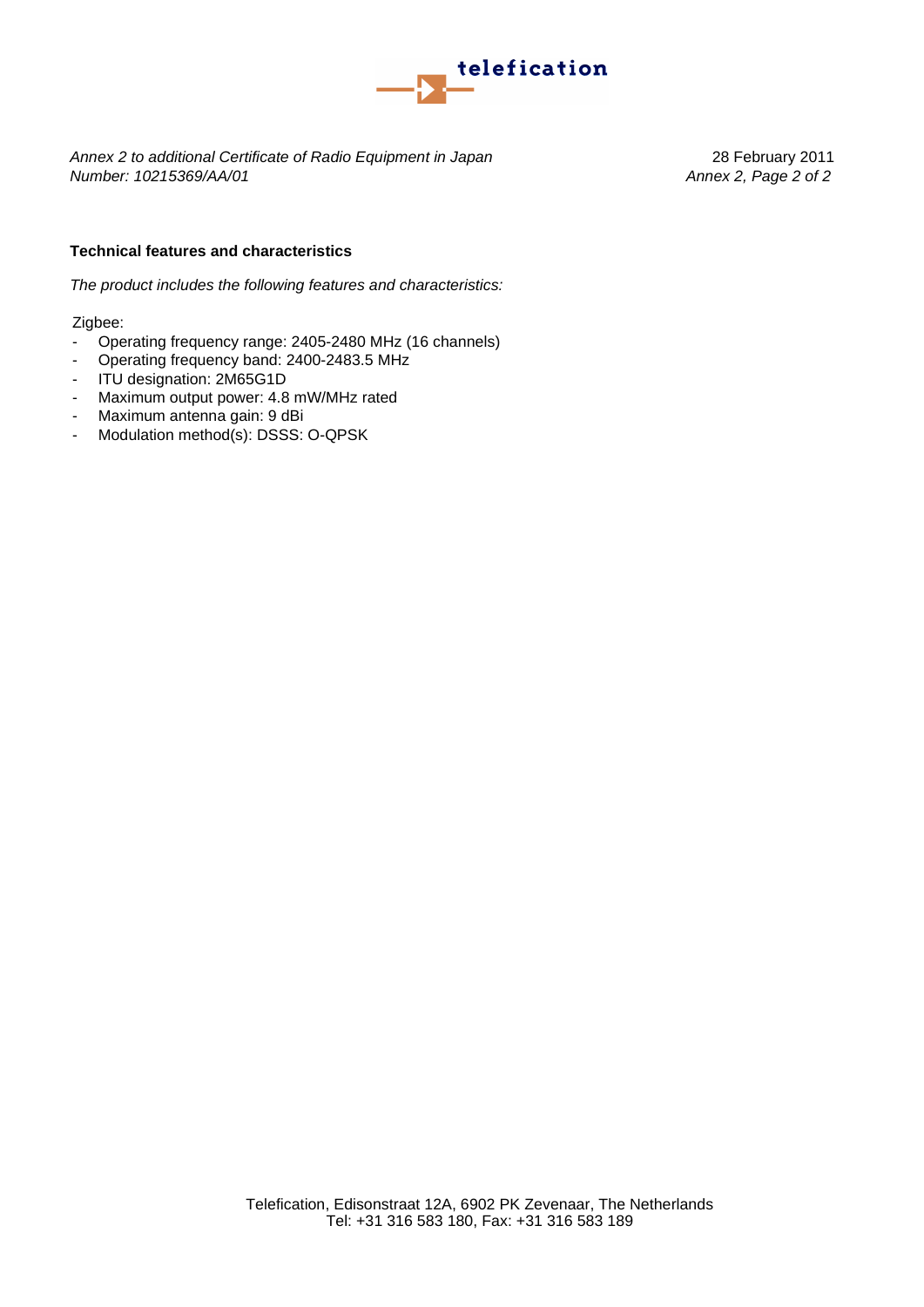*Annex 2 to additional Certificate of Radio Equipment in Japan*
*Number: 10215369/AA/01*

28 February 2011

**Technical features and characteristics**

*The product includes the following features and characteristics:*

Zigbee:

- Operating frequency range: 2405-2480 MHz (16 channels)
- Operating frequency band: 2400-2483.5 MHz
- ITU designation: 2M65G1D
- Maximum output power: 4.8 mW/MHz rated
- Maximum antenna gain: 9 dBi
- Modulation method(s): DSSS: O-QPSK

Telefication, Edisonstraat 12A, 6902 PK Zevenaar, The Netherlands
Tel: +31 316 583 180, Fax: +31 316 583 189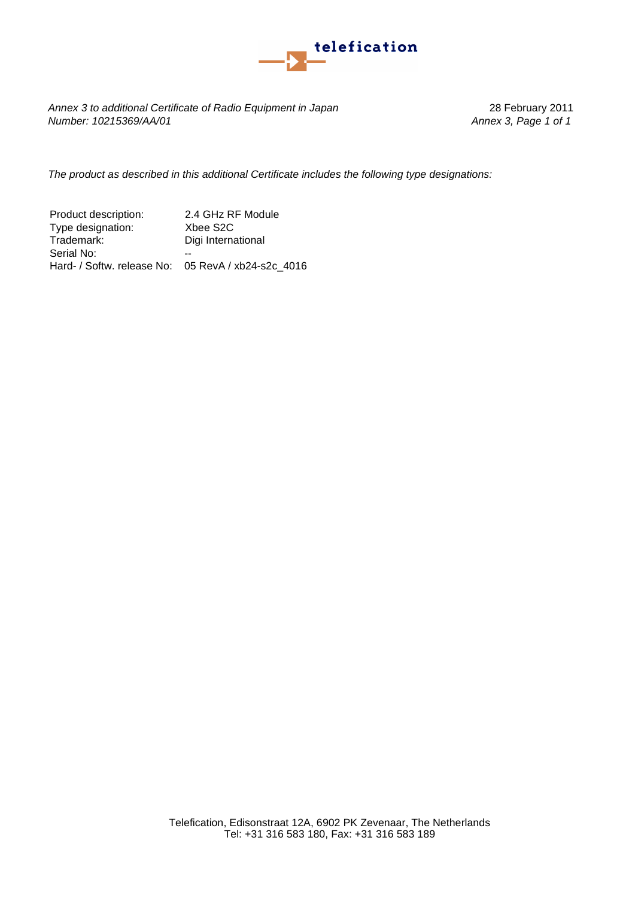telefication

*Annex 3 to additional Certificate of Radio Equipment in Japan*
*Number: 10215369/AA/01*

28 February 2011
*Annex 3, Page 1 of 1*

*The product as described in this additional Certificate includes the following type designations:*

| | |
|---|---|
| Product description: | 2.4 GHz RF Module |
| Type designation: | Xbee S2C |
| Trademark: | Digi International |
| Serial No: | -- |
| Hard- / Softw. release No: | 05 RevA / xb24-s2c_4016 |

Telefication, Edisonstraat 12A, 6902 PK Zevenaar, The Netherlands
Tel: +31 316 583 180, Fax: +31 316 583 189